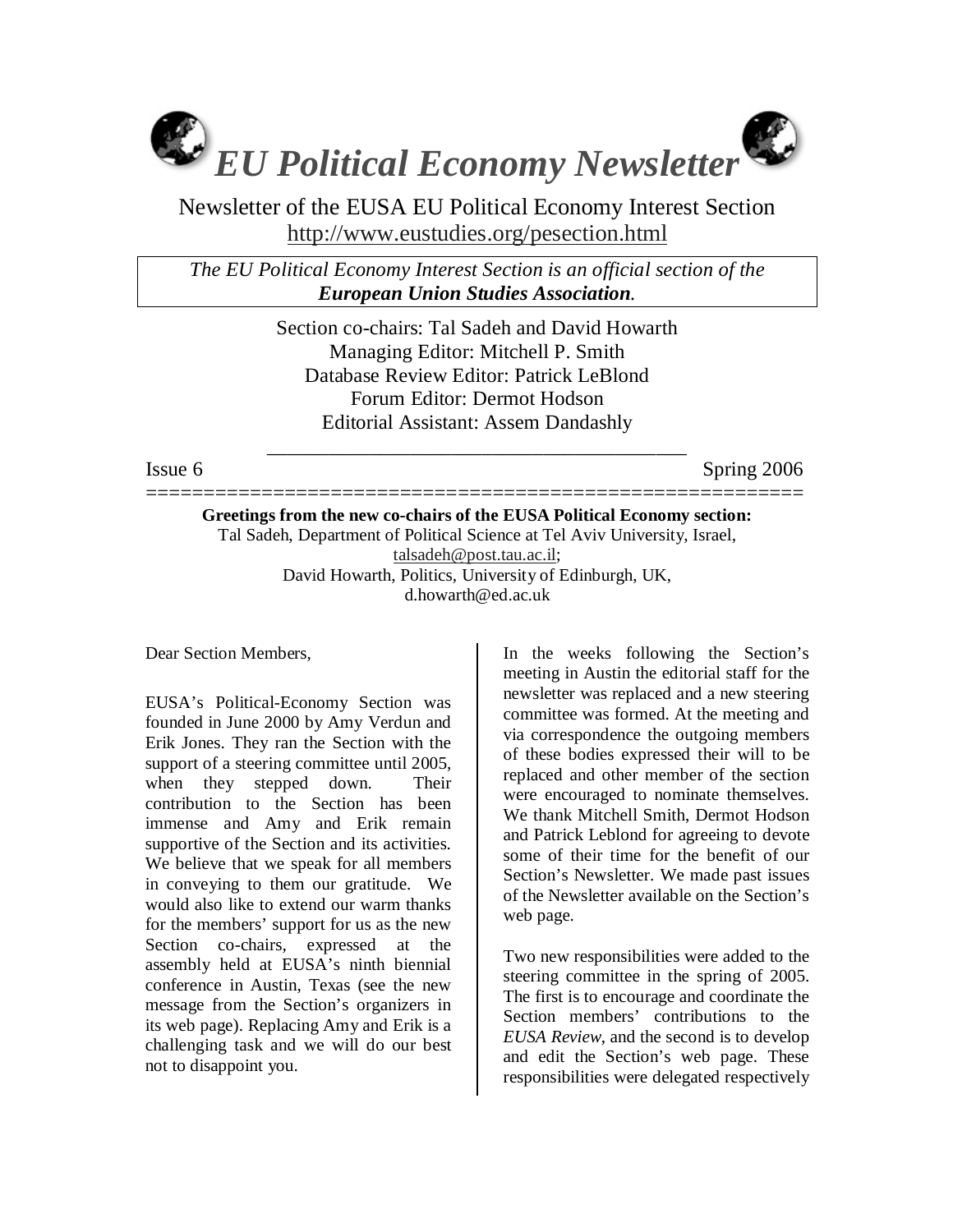# *EU Political Economy Newsletter*

Newsletter of the EUSA EU Political Economy Interest Section
http://www.eustudies.org/pesection.html

*The EU Political Economy Interest Section is an official section of the* ***European Union Studies Association****.*

Section co-chairs: Tal Sadeh and David Howarth
Managing Editor: Mitchell P. Smith
Database Review Editor: Patrick LeBlond
Forum Editor: Dermot Hodson
Editorial Assistant: Assem Dandashly

Issue 6 — Spring 2006

**Greetings from the new co-chairs of the EUSA Political Economy section:**
Tal Sadeh, Department of Political Science at Tel Aviv University, Israel, talsadeh@post.tau.ac.il;
David Howarth, Politics, University of Edinburgh, UK, d.howarth@ed.ac.uk

Dear Section Members,

EUSA's Political-Economy Section was founded in June 2000 by Amy Verdun and Erik Jones. They ran the Section with the support of a steering committee until 2005, when they stepped down. Their contribution to the Section has been immense and Amy and Erik remain supportive of the Section and its activities. We believe that we speak for all members in conveying to them our gratitude. We would also like to extend our warm thanks for the members' support for us as the new Section co-chairs, expressed at the assembly held at EUSA's ninth biennial conference in Austin, Texas (see the new message from the Section's organizers in its web page). Replacing Amy and Erik is a challenging task and we will do our best not to disappoint you.

In the weeks following the Section's meeting in Austin the editorial staff for the newsletter was replaced and a new steering committee was formed. At the meeting and via correspondence the outgoing members of these bodies expressed their will to be replaced and other member of the section were encouraged to nominate themselves. We thank Mitchell Smith, Dermot Hodson and Patrick Leblond for agreeing to devote some of their time for the benefit of our Section's Newsletter. We made past issues of the Newsletter available on the Section's web page.

Two new responsibilities were added to the steering committee in the spring of 2005. The first is to encourage and coordinate the Section members' contributions to the *EUSA Review*, and the second is to develop and edit the Section's web page. These responsibilities were delegated respectively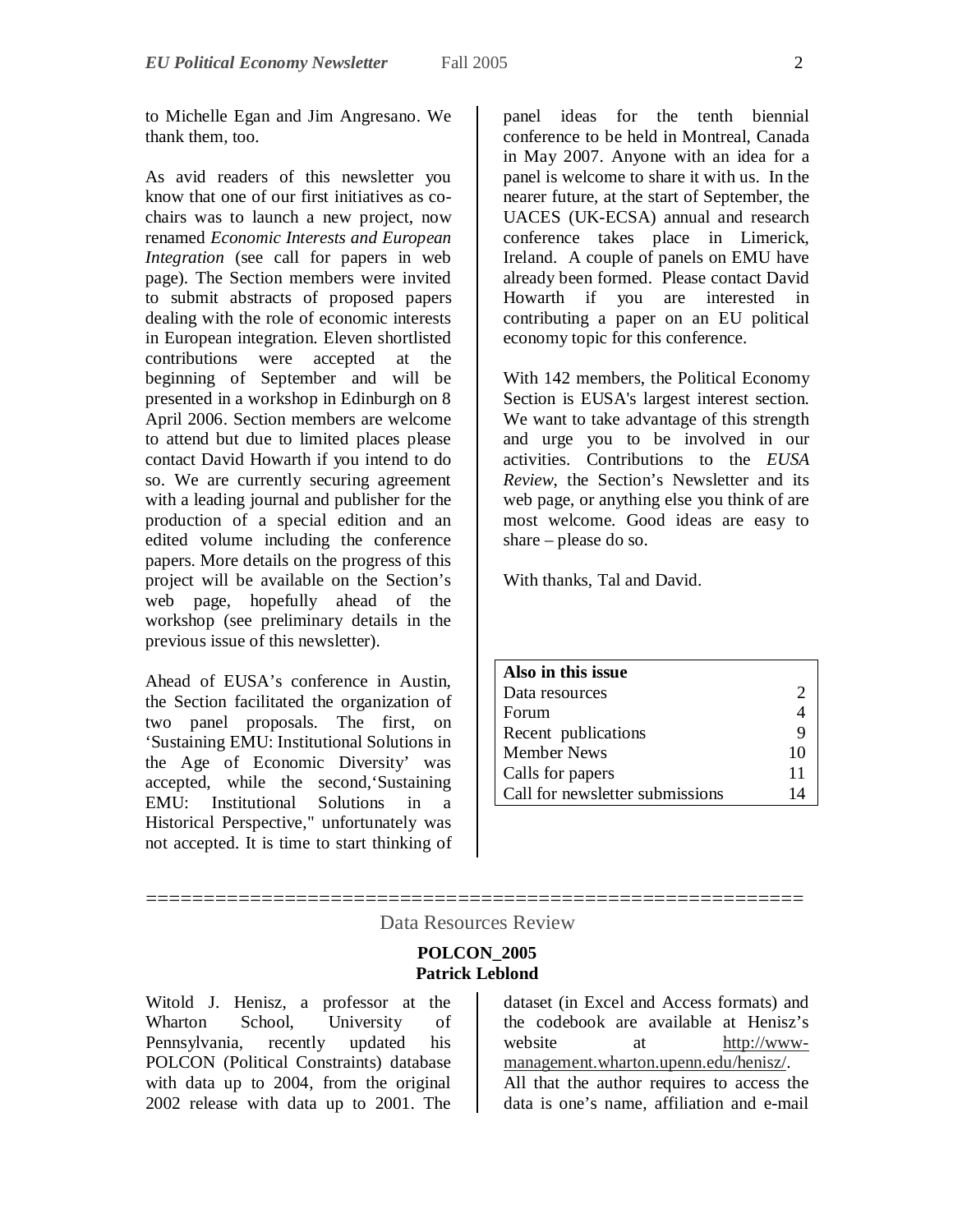to Michelle Egan and Jim Angresano. We thank them, too.

As avid readers of this newsletter you know that one of our first initiatives as co-chairs was to launch a new project, now renamed *Economic Interests and European Integration* (see call for papers in web page). The Section members were invited to submit abstracts of proposed papers dealing with the role of economic interests in European integration. Eleven shortlisted contributions were accepted at the beginning of September and will be presented in a workshop in Edinburgh on 8 April 2006. Section members are welcome to attend but due to limited places please contact David Howarth if you intend to do so. We are currently securing agreement with a leading journal and publisher for the production of a special edition and an edited volume including the conference papers. More details on the progress of this project will be available on the Section's web page, hopefully ahead of the workshop (see preliminary details in the previous issue of this newsletter).

Ahead of EUSA's conference in Austin, the Section facilitated the organization of two panel proposals. The first, on 'Sustaining EMU: Institutional Solutions in the Age of Economic Diversity' was accepted, while the second,'Sustaining EMU: Institutional Solutions in a Historical Perspective," unfortunately was not accepted. It is time to start thinking of panel ideas for the tenth biennial conference to be held in Montreal, Canada in May 2007. Anyone with an idea for a panel is welcome to share it with us. In the nearer future, at the start of September, the UACES (UK-ECSA) annual and research conference takes place in Limerick, Ireland. A couple of panels on EMU have already been formed. Please contact David Howarth if you are interested in contributing a paper on an EU political economy topic for this conference.

With 142 members, the Political Economy Section is EUSA's largest interest section. We want to take advantage of this strength and urge you to be involved in our activities. Contributions to the *EUSA Review*, the Section's Newsletter and its web page, or anything else you think of are most welcome. Good ideas are easy to share – please do so.

With thanks, Tal and David.

| **Also in this issue** | |
|---|---|
| Data resources | 2 |
| Forum | 4 |
| Recent publications | 9 |
| Member News | 10 |
| Calls for papers | 11 |
| Call for newsletter submissions | 14 |

=========================================================

## Data Resources Review

### POLCON_2005
**Patrick Leblond**

Witold J. Henisz, a professor at the Wharton School, University of Pennsylvania, recently updated his POLCON (Political Constraints) database with data up to 2004, from the original 2002 release with data up to 2001. The dataset (in Excel and Access formats) and the codebook are available at Henisz's website at http://www-management.wharton.upenn.edu/henisz/. All that the author requires to access the data is one's name, affiliation and e-mail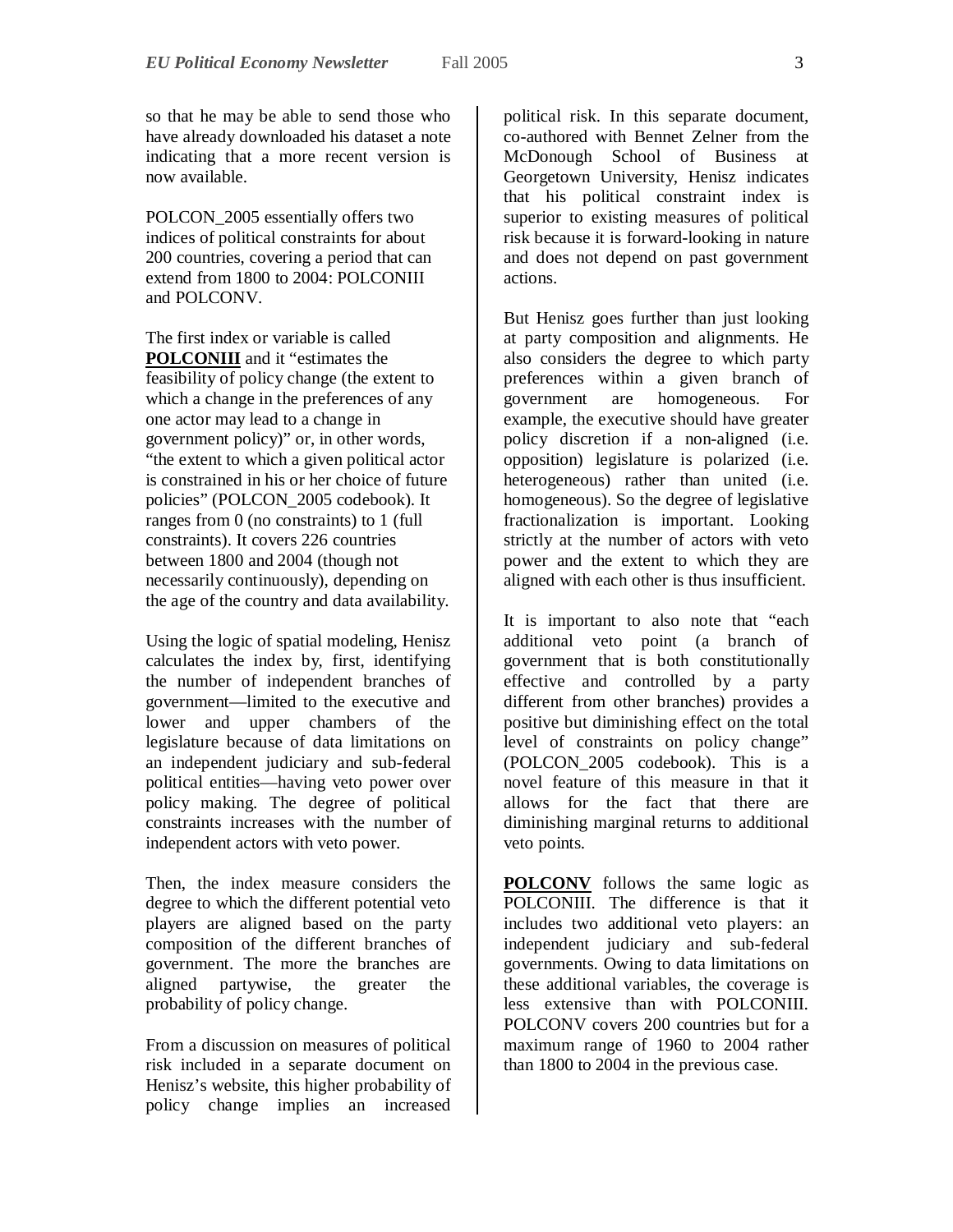so that he may be able to send those who have already downloaded his dataset a note indicating that a more recent version is now available.

POLCON_2005 essentially offers two indices of political constraints for about 200 countries, covering a period that can extend from 1800 to 2004: POLCONIII and POLCONV.

The first index or variable is called **POLCONIII** and it "estimates the feasibility of policy change (the extent to which a change in the preferences of any one actor may lead to a change in government policy)" or, in other words, "the extent to which a given political actor is constrained in his or her choice of future policies" (POLCON_2005 codebook). It ranges from 0 (no constraints) to 1 (full constraints). It covers 226 countries between 1800 and 2004 (though not necessarily continuously), depending on the age of the country and data availability.

Using the logic of spatial modeling, Henisz calculates the index by, first, identifying the number of independent branches of government—limited to the executive and lower and upper chambers of the legislature because of data limitations on an independent judiciary and sub-federal political entities—having veto power over policy making. The degree of political constraints increases with the number of independent actors with veto power.

Then, the index measure considers the degree to which the different potential veto players are aligned based on the party composition of the different branches of government. The more the branches are aligned partywise, the greater the probability of policy change.

From a discussion on measures of political risk included in a separate document on Henisz's website, this higher probability of policy change implies an increased political risk. In this separate document, co-authored with Bennet Zelner from the McDonough School of Business at Georgetown University, Henisz indicates that his political constraint index is superior to existing measures of political risk because it is forward-looking in nature and does not depend on past government actions.

But Henisz goes further than just looking at party composition and alignments. He also considers the degree to which party preferences within a given branch of government are homogeneous. For example, the executive should have greater policy discretion if a non-aligned (i.e. opposition) legislature is polarized (i.e. heterogeneous) rather than united (i.e. homogeneous). So the degree of legislative fractionalization is important. Looking strictly at the number of actors with veto power and the extent to which they are aligned with each other is thus insufficient.

It is important to also note that "each additional veto point (a branch of government that is both constitutionally effective and controlled by a party different from other branches) provides a positive but diminishing effect on the total level of constraints on policy change" (POLCON_2005 codebook). This is a novel feature of this measure in that it allows for the fact that there are diminishing marginal returns to additional veto points.

**POLCONV** follows the same logic as POLCONIII. The difference is that it includes two additional veto players: an independent judiciary and sub-federal governments. Owing to data limitations on these additional variables, the coverage is less extensive than with POLCONIII. POLCONV covers 200 countries but for a maximum range of 1960 to 2004 rather than 1800 to 2004 in the previous case.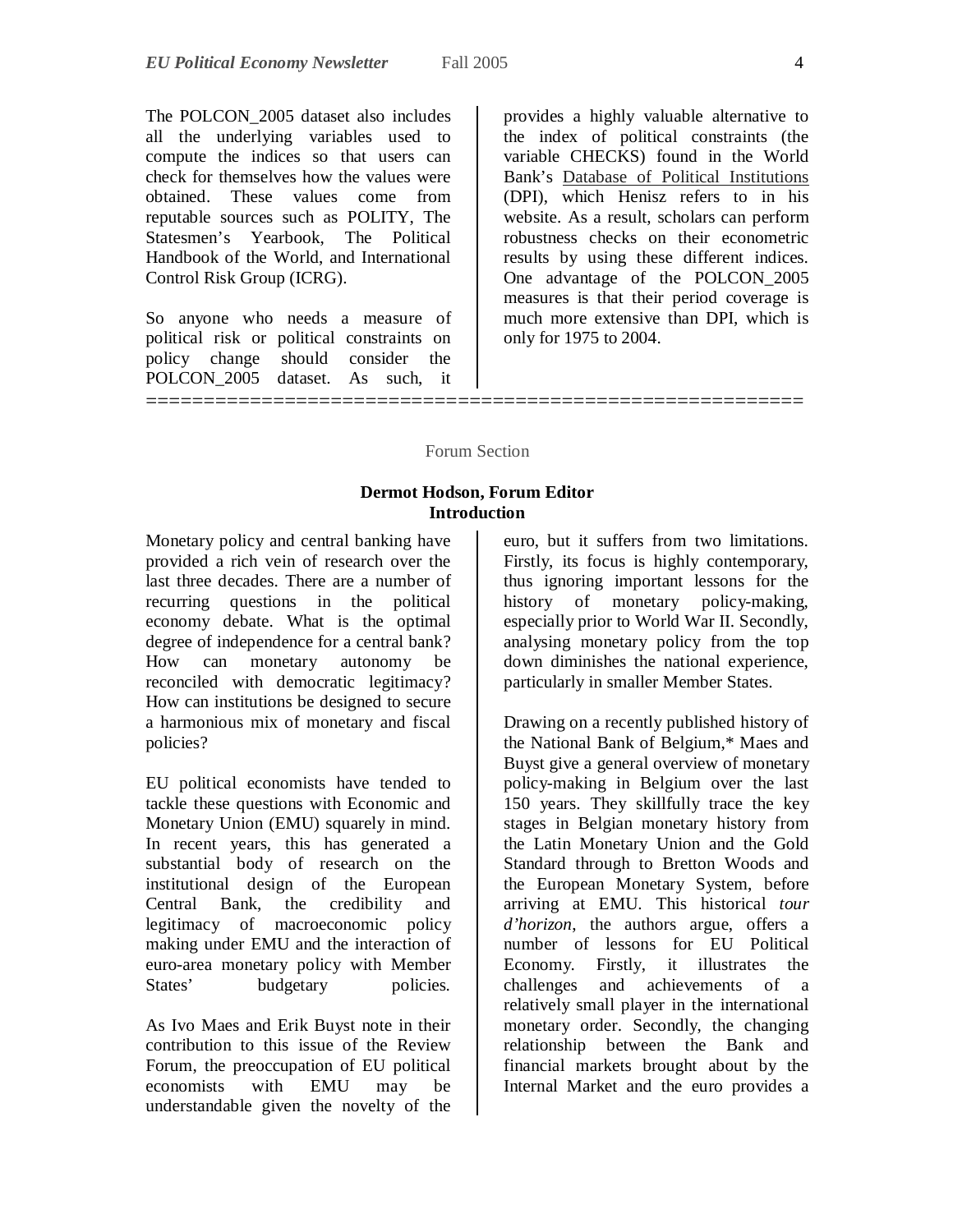The POLCON_2005 dataset also includes all the underlying variables used to compute the indices so that users can check for themselves how the values were obtained. These values come from reputable sources such as POLITY, The Statesmen's Yearbook, The Political Handbook of the World, and International Control Risk Group (ICRG).

So anyone who needs a measure of political risk or political constraints on policy change should consider the POLCON_2005 dataset. As such, it provides a highly valuable alternative to the index of political constraints (the variable CHECKS) found in the World Bank's Database of Political Institutions (DPI), which Henisz refers to in his website. As a result, scholars can perform robustness checks on their econometric results by using these different indices. One advantage of the POLCON_2005 measures is that their period coverage is much more extensive than DPI, which is only for 1975 to 2004.

========================================================

Forum Section

**Dermot Hodson, Forum Editor**
**Introduction**

Monetary policy and central banking have provided a rich vein of research over the last three decades. There are a number of recurring questions in the political economy debate. What is the optimal degree of independence for a central bank? How can monetary autonomy be reconciled with democratic legitimacy? How can institutions be designed to secure a harmonious mix of monetary and fiscal policies?

EU political economists have tended to tackle these questions with Economic and Monetary Union (EMU) squarely in mind. In recent years, this has generated a substantial body of research on the institutional design of the European Central Bank, the credibility and legitimacy of macroeconomic policy making under EMU and the interaction of euro-area monetary policy with Member States' budgetary policies.

As Ivo Maes and Erik Buyst note in their contribution to this issue of the Review Forum, the preoccupation of EU political economists with EMU may be understandable given the novelty of the euro, but it suffers from two limitations. Firstly, its focus is highly contemporary, thus ignoring important lessons for the history of monetary policy-making, especially prior to World War II. Secondly, analysing monetary policy from the top down diminishes the national experience, particularly in smaller Member States.

Drawing on a recently published history of the National Bank of Belgium,* Maes and Buyst give a general overview of monetary policy-making in Belgium over the last 150 years. They skillfully trace the key stages in Belgian monetary history from the Latin Monetary Union and the Gold Standard through to Bretton Woods and the European Monetary System, before arriving at EMU. This historical *tour d'horizon*, the authors argue, offers a number of lessons for EU Political Economy. Firstly, it illustrates the challenges and achievements of a relatively small player in the international monetary order. Secondly, the changing relationship between the Bank and financial markets brought about by the Internal Market and the euro provides a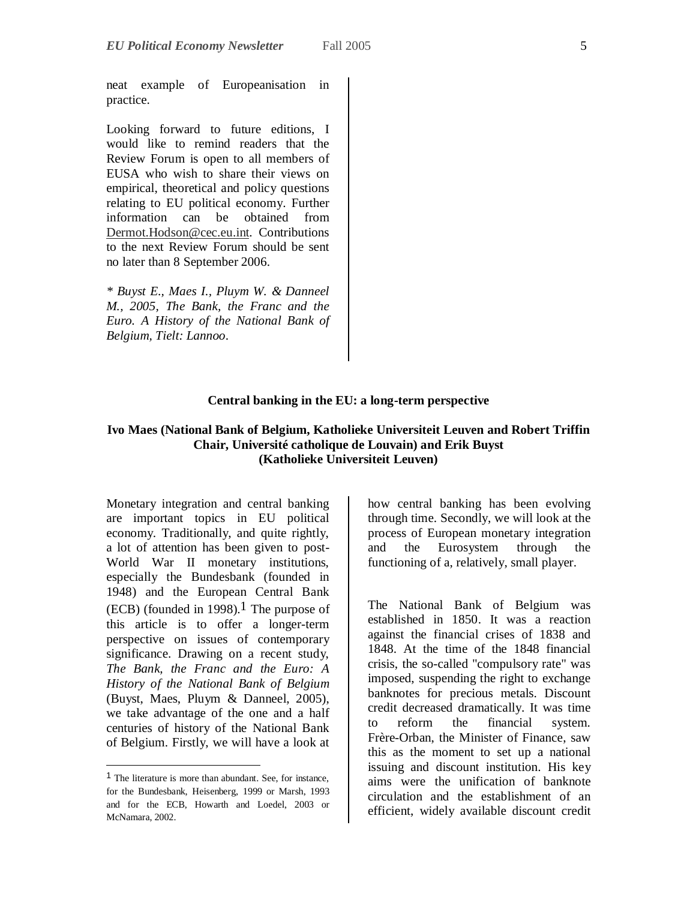neat example of Europeanisation in practice.

Looking forward to future editions, I would like to remind readers that the Review Forum is open to all members of EUSA who wish to share their views on empirical, theoretical and policy questions relating to EU political economy. Further information can be obtained from Dermot.Hodson@cec.eu.int. Contributions to the next Review Forum should be sent no later than 8 September 2006.

*\* Buyst E., Maes I., Pluym W. & Danneel M., 2005, The Bank, the Franc and the Euro. A History of the National Bank of Belgium, Tielt: Lannoo.*

## Central banking in the EU: a long-term perspective

**Ivo Maes (National Bank of Belgium, Katholieke Universiteit Leuven and Robert Triffin Chair, Université catholique de Louvain) and Erik Buyst (Katholieke Universiteit Leuven)**

Monetary integration and central banking are important topics in EU political economy. Traditionally, and quite rightly, a lot of attention has been given to post-World War II monetary institutions, especially the Bundesbank (founded in 1948) and the European Central Bank (ECB) (founded in 1998).[1] The purpose of this article is to offer a longer-term perspective on issues of contemporary significance. Drawing on a recent study, *The Bank, the Franc and the Euro: A History of the National Bank of Belgium* (Buyst, Maes, Pluym & Danneel, 2005), we take advantage of the one and a half centuries of history of the National Bank of Belgium. Firstly, we will have a look at how central banking has been evolving through time. Secondly, we will look at the process of European monetary integration and the Eurosystem through the functioning of a, relatively, small player.

The National Bank of Belgium was established in 1850. It was a reaction against the financial crises of 1838 and 1848. At the time of the 1848 financial crisis, the so-called "compulsory rate" was imposed, suspending the right to exchange banknotes for precious metals. Discount credit decreased dramatically. It was time to reform the financial system. Frère-Orban, the Minister of Finance, saw this as the moment to set up a national issuing and discount institution. His key aims were the unification of banknote circulation and the establishment of an efficient, widely available discount credit

[1] The literature is more than abundant. See, for instance, for the Bundesbank, Heisenberg, 1999 or Marsh, 1993 and for the ECB, Howarth and Loedel, 2003 or McNamara, 2002.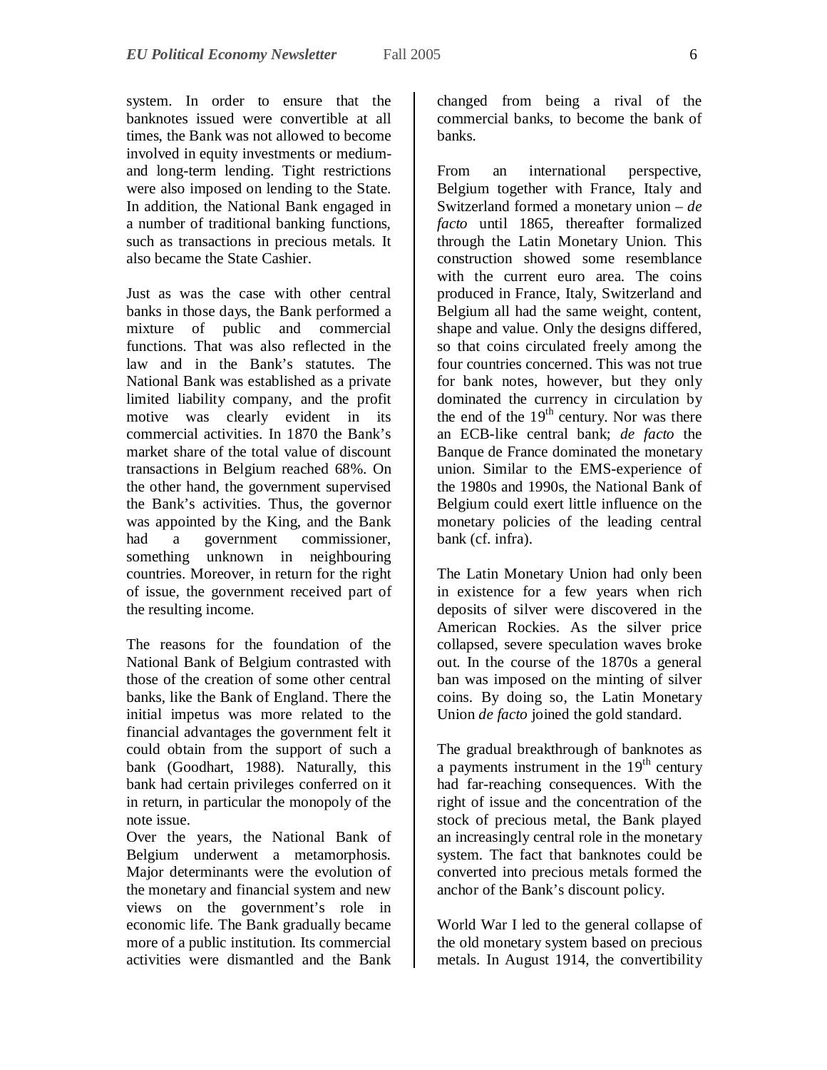system. In order to ensure that the banknotes issued were convertible at all times, the Bank was not allowed to become involved in equity investments or medium- and long-term lending. Tight restrictions were also imposed on lending to the State. In addition, the National Bank engaged in a number of traditional banking functions, such as transactions in precious metals. It also became the State Cashier.

Just as was the case with other central banks in those days, the Bank performed a mixture of public and commercial functions. That was also reflected in the law and in the Bank's statutes. The National Bank was established as a private limited liability company, and the profit motive was clearly evident in its commercial activities. In 1870 the Bank's market share of the total value of discount transactions in Belgium reached 68%. On the other hand, the government supervised the Bank's activities. Thus, the governor was appointed by the King, and the Bank had a government commissioner, something unknown in neighbouring countries. Moreover, in return for the right of issue, the government received part of the resulting income.

The reasons for the foundation of the National Bank of Belgium contrasted with those of the creation of some other central banks, like the Bank of England. There the initial impetus was more related to the financial advantages the government felt it could obtain from the support of such a bank (Goodhart, 1988). Naturally, this bank had certain privileges conferred on it in return, in particular the monopoly of the note issue.

Over the years, the National Bank of Belgium underwent a metamorphosis. Major determinants were the evolution of the monetary and financial system and new views on the government's role in economic life. The Bank gradually became more of a public institution. Its commercial activities were dismantled and the Bank changed from being a rival of the commercial banks, to become the bank of banks.

From an international perspective, Belgium together with France, Italy and Switzerland formed a monetary union – *de facto* until 1865, thereafter formalized through the Latin Monetary Union. This construction showed some resemblance with the current euro area. The coins produced in France, Italy, Switzerland and Belgium all had the same weight, content, shape and value. Only the designs differed, so that coins circulated freely among the four countries concerned. This was not true for bank notes, however, but they only dominated the currency in circulation by the end of the 19th century. Nor was there an ECB-like central bank; *de facto* the Banque de France dominated the monetary union. Similar to the EMS-experience of the 1980s and 1990s, the National Bank of Belgium could exert little influence on the monetary policies of the leading central bank (cf. infra).

The Latin Monetary Union had only been in existence for a few years when rich deposits of silver were discovered in the American Rockies. As the silver price collapsed, severe speculation waves broke out. In the course of the 1870s a general ban was imposed on the minting of silver coins. By doing so, the Latin Monetary Union *de facto* joined the gold standard.

The gradual breakthrough of banknotes as a payments instrument in the 19th century had far-reaching consequences. With the right of issue and the concentration of the stock of precious metal, the Bank played an increasingly central role in the monetary system. The fact that banknotes could be converted into precious metals formed the anchor of the Bank's discount policy.

World War I led to the general collapse of the old monetary system based on precious metals. In August 1914, the convertibility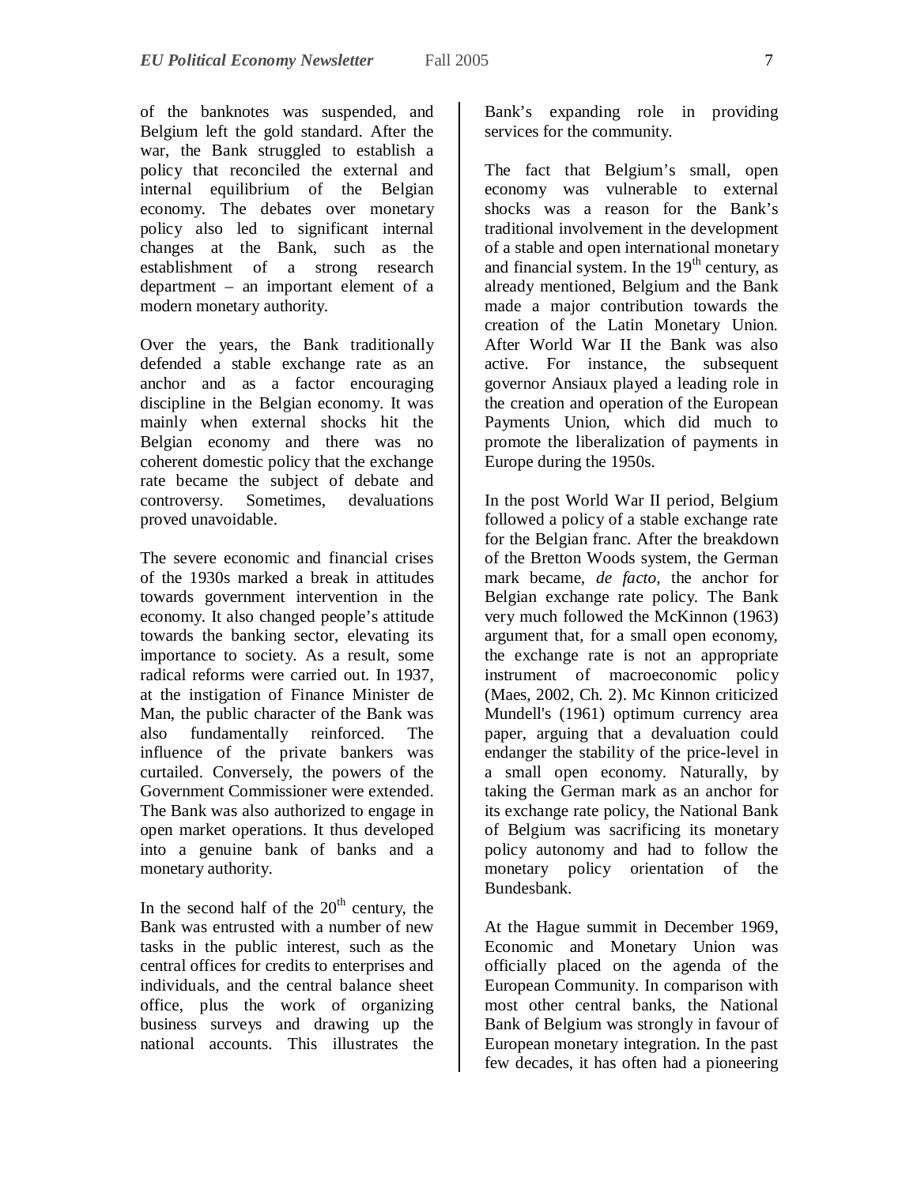of the banknotes was suspended, and Belgium left the gold standard. After the war, the Bank struggled to establish a policy that reconciled the external and internal equilibrium of the Belgian economy. The debates over monetary policy also led to significant internal changes at the Bank, such as the establishment of a strong research department – an important element of a modern monetary authority.

Over the years, the Bank traditionally defended a stable exchange rate as an anchor and as a factor encouraging discipline in the Belgian economy. It was mainly when external shocks hit the Belgian economy and there was no coherent domestic policy that the exchange rate became the subject of debate and controversy. Sometimes, devaluations proved unavoidable.

The severe economic and financial crises of the 1930s marked a break in attitudes towards government intervention in the economy. It also changed people's attitude towards the banking sector, elevating its importance to society. As a result, some radical reforms were carried out. In 1937, at the instigation of Finance Minister de Man, the public character of the Bank was also fundamentally reinforced. The influence of the private bankers was curtailed. Conversely, the powers of the Government Commissioner were extended. The Bank was also authorized to engage in open market operations. It thus developed into a genuine bank of banks and a monetary authority.

In the second half of the 20th century, the Bank was entrusted with a number of new tasks in the public interest, such as the central offices for credits to enterprises and individuals, and the central balance sheet office, plus the work of organizing business surveys and drawing up the national accounts. This illustrates the Bank's expanding role in providing services for the community.

The fact that Belgium's small, open economy was vulnerable to external shocks was a reason for the Bank's traditional involvement in the development of a stable and open international monetary and financial system. In the 19th century, as already mentioned, Belgium and the Bank made a major contribution towards the creation of the Latin Monetary Union. After World War II the Bank was also active. For instance, the subsequent governor Ansiaux played a leading role in the creation and operation of the European Payments Union, which did much to promote the liberalization of payments in Europe during the 1950s.

In the post World War II period, Belgium followed a policy of a stable exchange rate for the Belgian franc. After the breakdown of the Bretton Woods system, the German mark became, *de facto*, the anchor for Belgian exchange rate policy. The Bank very much followed the McKinnon (1963) argument that, for a small open economy, the exchange rate is not an appropriate instrument of macroeconomic policy (Maes, 2002, Ch. 2). Mc Kinnon criticized Mundell's (1961) optimum currency area paper, arguing that a devaluation could endanger the stability of the price-level in a small open economy. Naturally, by taking the German mark as an anchor for its exchange rate policy, the National Bank of Belgium was sacrificing its monetary policy autonomy and had to follow the monetary policy orientation of the Bundesbank.

At the Hague summit in December 1969, Economic and Monetary Union was officially placed on the agenda of the European Community. In comparison with most other central banks, the National Bank of Belgium was strongly in favour of European monetary integration. In the past few decades, it has often had a pioneering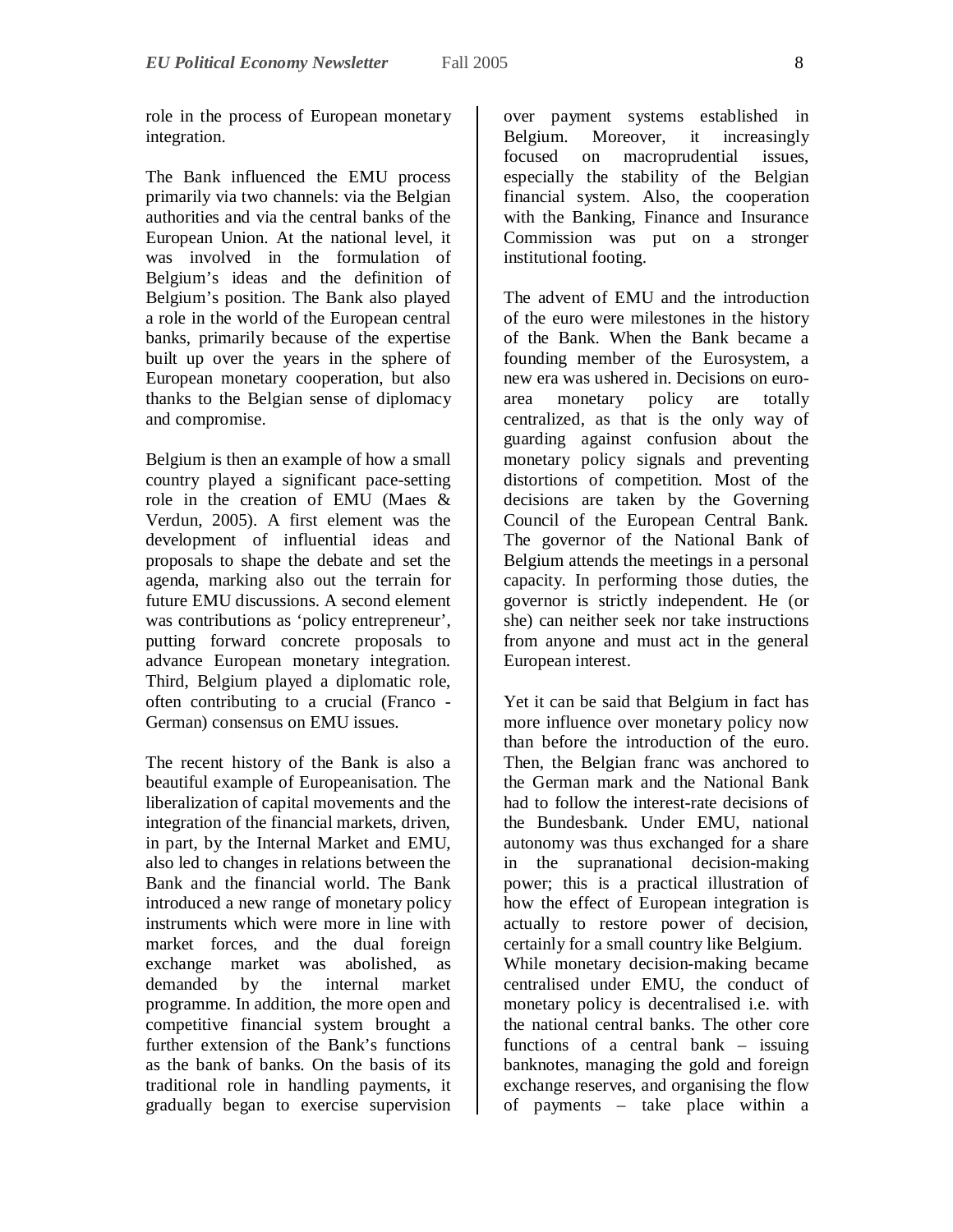role in the process of European monetary integration.

The Bank influenced the EMU process primarily via two channels: via the Belgian authorities and via the central banks of the European Union. At the national level, it was involved in the formulation of Belgium's ideas and the definition of Belgium's position. The Bank also played a role in the world of the European central banks, primarily because of the expertise built up over the years in the sphere of European monetary cooperation, but also thanks to the Belgian sense of diplomacy and compromise.

Belgium is then an example of how a small country played a significant pace-setting role in the creation of EMU (Maes & Verdun, 2005). A first element was the development of influential ideas and proposals to shape the debate and set the agenda, marking also out the terrain for future EMU discussions. A second element was contributions as 'policy entrepreneur', putting forward concrete proposals to advance European monetary integration. Third, Belgium played a diplomatic role, often contributing to a crucial (Franco - German) consensus on EMU issues.

The recent history of the Bank is also a beautiful example of Europeanisation. The liberalization of capital movements and the integration of the financial markets, driven, in part, by the Internal Market and EMU, also led to changes in relations between the Bank and the financial world. The Bank introduced a new range of monetary policy instruments which were more in line with market forces, and the dual foreign exchange market was abolished, as demanded by the internal market programme. In addition, the more open and competitive financial system brought a further extension of the Bank's functions as the bank of banks. On the basis of its traditional role in handling payments, it gradually began to exercise supervision over payment systems established in Belgium. Moreover, it increasingly focused on macroprudential issues, especially the stability of the Belgian financial system. Also, the cooperation with the Banking, Finance and Insurance Commission was put on a stronger institutional footing.

The advent of EMU and the introduction of the euro were milestones in the history of the Bank. When the Bank became a founding member of the Eurosystem, a new era was ushered in. Decisions on euro-area monetary policy are totally centralized, as that is the only way of guarding against confusion about the monetary policy signals and preventing distortions of competition. Most of the decisions are taken by the Governing Council of the European Central Bank. The governor of the National Bank of Belgium attends the meetings in a personal capacity. In performing those duties, the governor is strictly independent. He (or she) can neither seek nor take instructions from anyone and must act in the general European interest.

Yet it can be said that Belgium in fact has more influence over monetary policy now than before the introduction of the euro. Then, the Belgian franc was anchored to the German mark and the National Bank had to follow the interest-rate decisions of the Bundesbank. Under EMU, national autonomy was thus exchanged for a share in the supranational decision-making power; this is a practical illustration of how the effect of European integration is actually to restore power of decision, certainly for a small country like Belgium.
While monetary decision-making became centralised under EMU, the conduct of monetary policy is decentralised i.e. with the national central banks. The other core functions of a central bank – issuing banknotes, managing the gold and foreign exchange reserves, and organising the flow of payments – take place within a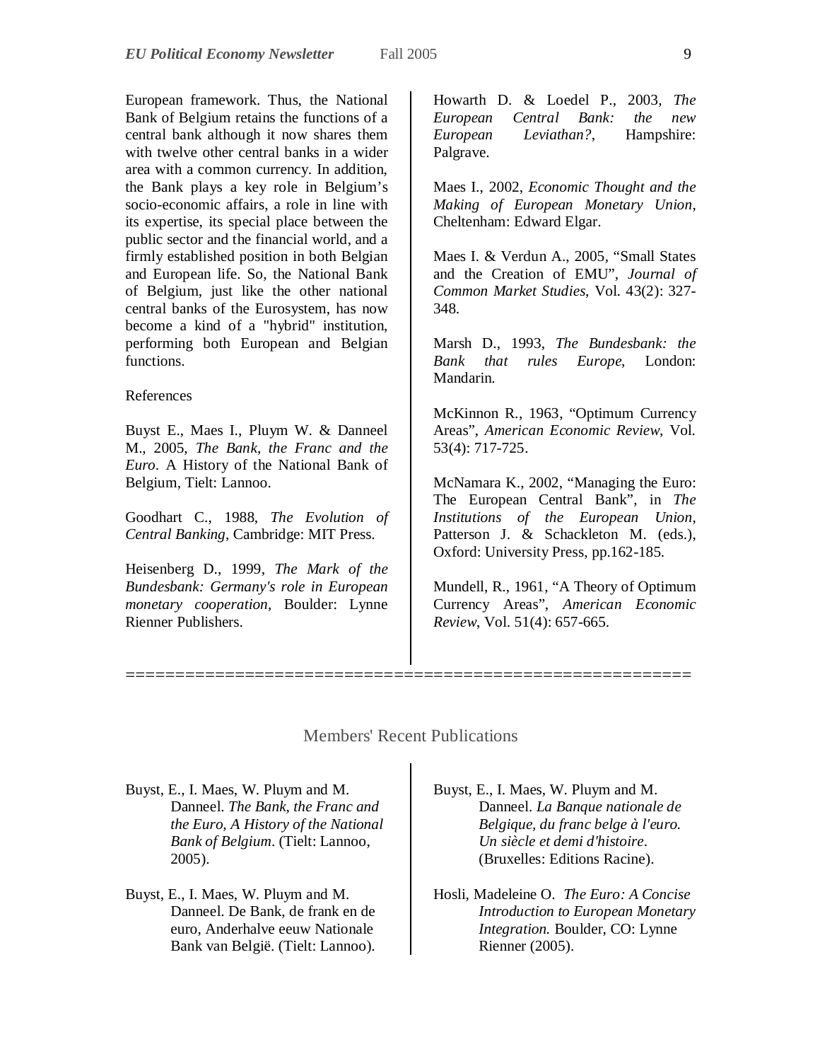European framework. Thus, the National Bank of Belgium retains the functions of a central bank although it now shares them with twelve other central banks in a wider area with a common currency. In addition, the Bank plays a key role in Belgium's socio-economic affairs, a role in line with its expertise, its special place between the public sector and the financial world, and a firmly established position in both Belgian and European life. So, the National Bank of Belgium, just like the other national central banks of the Eurosystem, has now become a kind of a "hybrid" institution, performing both European and Belgian functions.

References

Buyst E., Maes I., Pluym W. & Danneel M., 2005, *The Bank, the Franc and the Euro*. A History of the National Bank of Belgium, Tielt: Lannoo.

Goodhart C., 1988, *The Evolution of Central Banking*, Cambridge: MIT Press.

Heisenberg D., 1999, *The Mark of the Bundesbank: Germany's role in European monetary cooperation*, Boulder: Lynne Rienner Publishers.

Howarth D. & Loedel P., 2003, *The European Central Bank: the new European Leviathan?*, Hampshire: Palgrave.

Maes I., 2002, *Economic Thought and the Making of European Monetary Union*, Cheltenham: Edward Elgar.

Maes I. & Verdun A., 2005, "Small States and the Creation of EMU", *Journal of Common Market Studies*, Vol. 43(2): 327-348.

Marsh D., 1993, *The Bundesbank: the Bank that rules Europe*, London: Mandarin.

McKinnon R., 1963, "Optimum Currency Areas", *American Economic Review*, Vol. 53(4): 717-725.

McNamara K., 2002, "Managing the Euro: The European Central Bank", in *The Institutions of the European Union*, Patterson J. & Schackleton M. (eds.), Oxford: University Press, pp.162-185.

Mundell, R., 1961, "A Theory of Optimum Currency Areas", *American Economic Review*, Vol. 51(4): 657-665.

==========================================================

## Members' Recent Publications

Buyst, E., I. Maes, W. Pluym and M. Danneel. *The Bank, the Franc and the Euro, A History of the National Bank of Belgium*. (Tielt: Lannoo, 2005).

Buyst, E., I. Maes, W. Pluym and M. Danneel. De Bank, de frank en de euro, Anderhalve eeuw Nationale Bank van België. (Tielt: Lannoo).

Buyst, E., I. Maes, W. Pluym and M. Danneel. *La Banque nationale de Belgique, du franc belge à l'euro. Un siècle et demi d'histoire*. (Bruxelles: Editions Racine).

Hosli, Madeleine O. *The Euro: A Concise Introduction to European Monetary Integration.* Boulder, CO: Lynne Rienner (2005).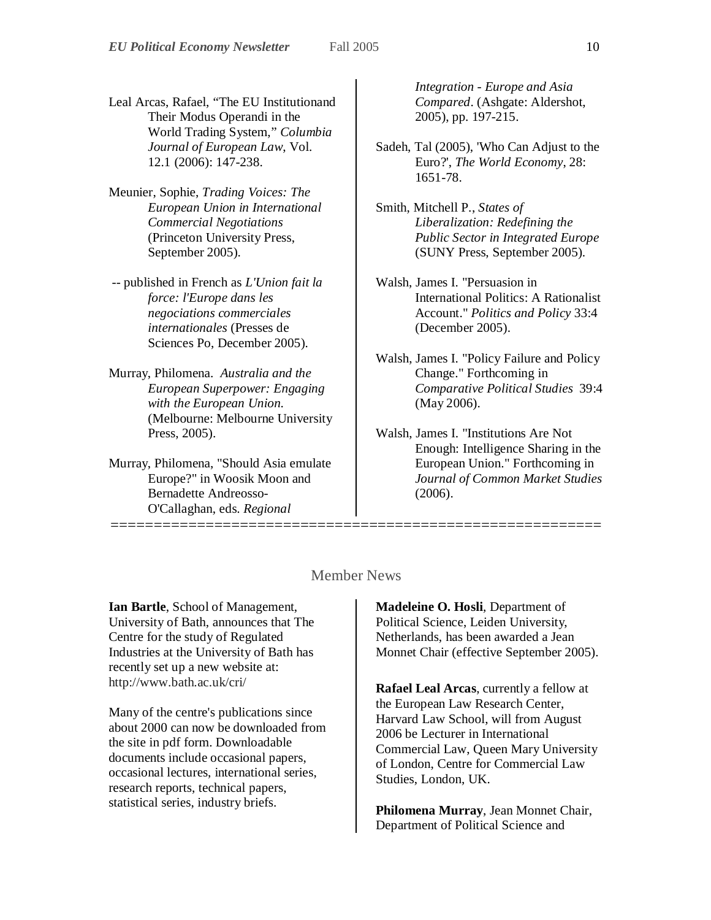Leal Arcas, Rafael, "The EU Institutionand Their Modus Operandi in the World Trading System," *Columbia Journal of European Law*, Vol. 12.1 (2006): 147-238.

Meunier, Sophie, *Trading Voices: The European Union in International Commercial Negotiations* (Princeton University Press, September 2005).

-- published in French as *L'Union fait la force: l'Europe dans les negociations commerciales internationales* (Presses de Sciences Po, December 2005).

Murray, Philomena. *Australia and the European Superpower: Engaging with the European Union.* (Melbourne: Melbourne University Press, 2005).

Murray, Philomena, "Should Asia emulate Europe?" in Woosik Moon and Bernadette Andreosso-O'Callaghan, eds. *Regional Integration - Europe and Asia Compared*. (Ashgate: Aldershot, 2005), pp. 197-215.

Sadeh, Tal (2005), 'Who Can Adjust to the Euro?', *The World Economy*, 28: 1651-78.

Smith, Mitchell P., *States of Liberalization: Redefining the Public Sector in Integrated Europe* (SUNY Press, September 2005).

Walsh, James I. "Persuasion in International Politics: A Rationalist Account." *Politics and Policy* 33:4 (December 2005).

Walsh, James I. "Policy Failure and Policy Change." Forthcoming in *Comparative Political Studies* 39:4 (May 2006).

Walsh, James I. "Institutions Are Not Enough: Intelligence Sharing in the European Union." Forthcoming in *Journal of Common Market Studies* (2006).

===========================================================

## Member News

**Ian Bartle**, School of Management, University of Bath, announces that The Centre for the study of Regulated Industries at the University of Bath has recently set up a new website at: http://www.bath.ac.uk/cri/

Many of the centre's publications since about 2000 can now be downloaded from the site in pdf form. Downloadable documents include occasional papers, occasional lectures, international series, research reports, technical papers, statistical series, industry briefs.

**Madeleine O. Hosli**, Department of Political Science, Leiden University, Netherlands, has been awarded a Jean Monnet Chair (effective September 2005).

**Rafael Leal Arcas**, currently a fellow at the European Law Research Center, Harvard Law School, will from August 2006 be Lecturer in International Commercial Law, Queen Mary University of London, Centre for Commercial Law Studies, London, UK.

**Philomena Murray**, Jean Monnet Chair, Department of Political Science and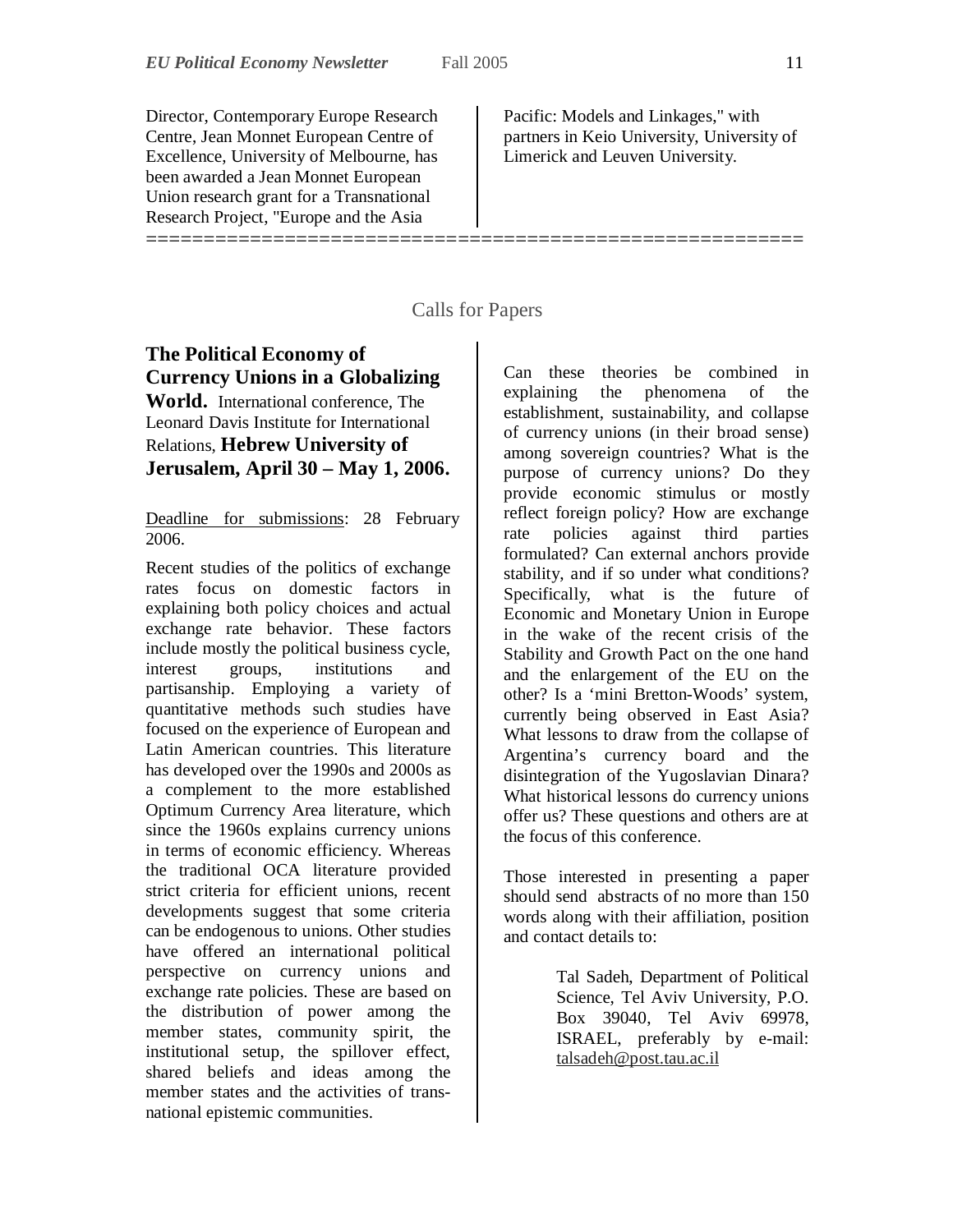Director, Contemporary Europe Research Centre, Jean Monnet European Centre of Excellence, University of Melbourne, has been awarded a Jean Monnet European Union research grant for a Transnational Research Project, "Europe and the Asia Pacific: Models and Linkages," with partners in Keio University, University of Limerick and Leuven University.

========================================================

## Calls for Papers

**The Political Economy of Currency Unions in a Globalizing World.** International conference, The Leonard Davis Institute for International Relations, **Hebrew University of Jerusalem, April 30 – May 1, 2006.**

Deadline for submissions: 28 February 2006.

Recent studies of the politics of exchange rates focus on domestic factors in explaining both policy choices and actual exchange rate behavior. These factors include mostly the political business cycle, interest groups, institutions and partisanship. Employing a variety of quantitative methods such studies have focused on the experience of European and Latin American countries. This literature has developed over the 1990s and 2000s as a complement to the more established Optimum Currency Area literature, which since the 1960s explains currency unions in terms of economic efficiency. Whereas the traditional OCA literature provided strict criteria for efficient unions, recent developments suggest that some criteria can be endogenous to unions. Other studies have offered an international political perspective on currency unions and exchange rate policies. These are based on the distribution of power among the member states, community spirit, the institutional setup, the spillover effect, shared beliefs and ideas among the member states and the activities of trans-national epistemic communities.

Can these theories be combined in explaining the phenomena of the establishment, sustainability, and collapse of currency unions (in their broad sense) among sovereign countries? What is the purpose of currency unions? Do they provide economic stimulus or mostly reflect foreign policy? How are exchange rate policies against third parties formulated? Can external anchors provide stability, and if so under what conditions? Specifically, what is the future of Economic and Monetary Union in Europe in the wake of the recent crisis of the Stability and Growth Pact on the one hand and the enlargement of the EU on the other? Is a 'mini Bretton-Woods' system, currently being observed in East Asia? What lessons to draw from the collapse of Argentina's currency board and the disintegration of the Yugoslavian Dinara? What historical lessons do currency unions offer us? These questions and others are at the focus of this conference.

Those interested in presenting a paper should send abstracts of no more than 150 words along with their affiliation, position and contact details to:

> Tal Sadeh, Department of Political Science, Tel Aviv University, P.O. Box 39040, Tel Aviv 69978, ISRAEL, preferably by e-mail: talsadeh@post.tau.ac.il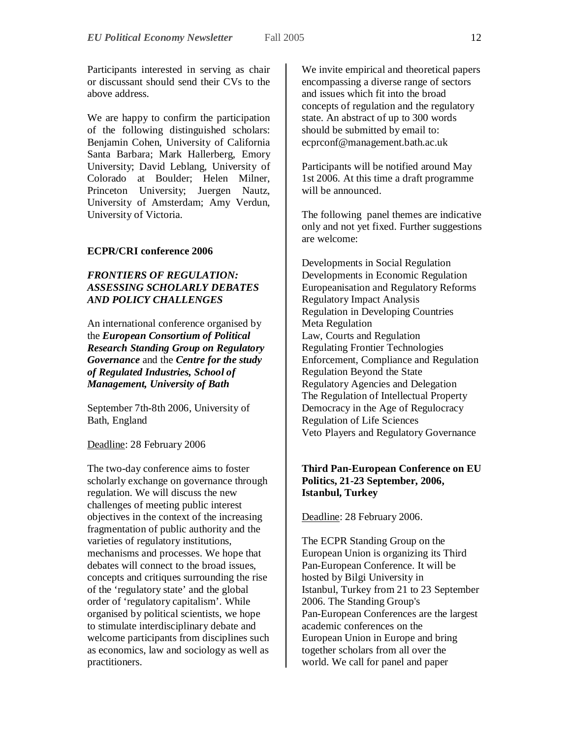Participants interested in serving as chair or discussant should send their CVs to the above address.

We are happy to confirm the participation of the following distinguished scholars: Benjamin Cohen, University of California Santa Barbara; Mark Hallerberg, Emory University; David Leblang, University of Colorado at Boulder; Helen Milner, Princeton University; Juergen Nautz, University of Amsterdam; Amy Verdun, University of Victoria.

**ECPR/CRI conference 2006**

***FRONTIERS OF REGULATION: ASSESSING SCHOLARLY DEBATES AND POLICY CHALLENGES***

An international conference organised by the ***European Consortium of Political Research Standing Group on Regulatory Governance*** and the ***Centre for the study of Regulated Industries, School of Management, University of Bath***

September 7th-8th 2006, University of Bath, England

Deadline: 28 February 2006

The two-day conference aims to foster scholarly exchange on governance through regulation. We will discuss the new challenges of meeting public interest objectives in the context of the increasing fragmentation of public authority and the varieties of regulatory institutions, mechanisms and processes. We hope that debates will connect to the broad issues, concepts and critiques surrounding the rise of the 'regulatory state' and the global order of 'regulatory capitalism'. While organised by political scientists, we hope to stimulate interdisciplinary debate and welcome participants from disciplines such as economics, law and sociology as well as practitioners.

We invite empirical and theoretical papers encompassing a diverse range of sectors and issues which fit into the broad concepts of regulation and the regulatory state. An abstract of up to 300 words should be submitted by email to: ecprconf@management.bath.ac.uk

Participants will be notified around May 1st 2006. At this time a draft programme will be announced.

The following panel themes are indicative only and not yet fixed. Further suggestions are welcome:

Developments in Social Regulation
Developments in Economic Regulation
Europeanisation and Regulatory Reforms
Regulatory Impact Analysis
Regulation in Developing Countries
Meta Regulation
Law, Courts and Regulation
Regulating Frontier Technologies
Enforcement, Compliance and Regulation
Regulation Beyond the State
Regulatory Agencies and Delegation
The Regulation of Intellectual Property
Democracy in the Age of Regulocracy
Regulation of Life Sciences
Veto Players and Regulatory Governance

**Third Pan-European Conference on EU Politics, 21-23 September, 2006, Istanbul, Turkey**

Deadline: 28 February 2006.

The ECPR Standing Group on the European Union is organizing its Third Pan-European Conference. It will be hosted by Bilgi University in Istanbul, Turkey from 21 to 23 September 2006. The Standing Group's Pan-European Conferences are the largest academic conferences on the European Union in Europe and bring together scholars from all over the world. We call for panel and paper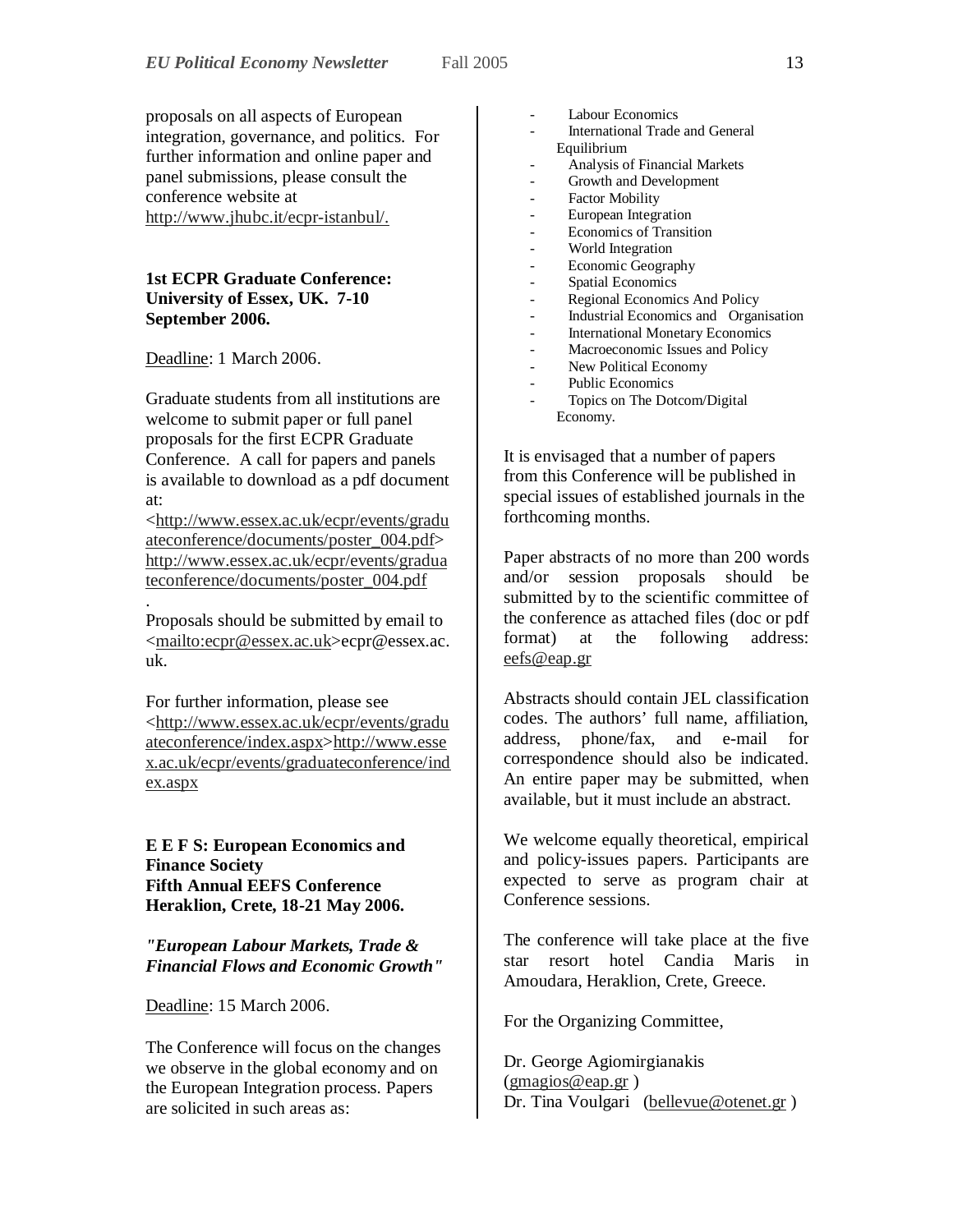proposals on all aspects of European integration, governance, and politics. For further information and online paper and panel submissions, please consult the conference website at http://www.jhubc.it/ecpr-istanbul/.

**1st ECPR Graduate Conference: University of Essex, UK. 7-10 September 2006.**

Deadline: 1 March 2006.

Graduate students from all institutions are welcome to submit paper or full panel proposals for the first ECPR Graduate Conference. A call for papers and panels is available to download as a pdf document at:
<http://www.essex.ac.uk/ecpr/events/graduateconference/documents/poster_004.pdf> http://www.essex.ac.uk/ecpr/events/graduateconference/documents/poster_004.pdf
.
Proposals should be submitted by email to <mailto:ecpr@essex.ac.uk>ecpr@essex.ac.uk.

For further information, please see <http://www.essex.ac.uk/ecpr/events/graduateconference/index.aspx>http://www.essex.ac.uk/ecpr/events/graduateconference/index.aspx

**E E F S: European Economics and Finance Society**
**Fifth Annual EEFS Conference**
**Heraklion, Crete, 18-21 May 2006.**

***"European Labour Markets, Trade & Financial Flows and Economic Growth"***

Deadline: 15 March 2006.

The Conference will focus on the changes we observe in the global economy and on the European Integration process. Papers are solicited in such areas as:

- Labour Economics
- International Trade and General Equilibrium
- Analysis of Financial Markets
- Growth and Development
- Factor Mobility
- European Integration
- Economics of Transition
- World Integration
- Economic Geography
- Spatial Economics
- Regional Economics And Policy
- Industrial Economics and Organisation
- International Monetary Economics
- Macroeconomic Issues and Policy
- New Political Economy
- Public Economics
- Topics on The Dotcom/Digital Economy.

It is envisaged that a number of papers from this Conference will be published in special issues of established journals in the forthcoming months.

Paper abstracts of no more than 200 words and/or session proposals should be submitted by to the scientific committee of the conference as attached files (doc or pdf format) at the following address: eefs@eap.gr

Abstracts should contain JEL classification codes. The authors' full name, affiliation, address, phone/fax, and e-mail for correspondence should also be indicated. An entire paper may be submitted, when available, but it must include an abstract.

We welcome equally theoretical, empirical and policy-issues papers. Participants are expected to serve as program chair at Conference sessions.

The conference will take place at the five star resort hotel Candia Maris in Amoudara, Heraklion, Crete, Greece.

For the Organizing Committee,

Dr. George Agiomirgianakis (gmagios@eap.gr )
Dr. Tina Voulgari (bellevue@otenet.gr )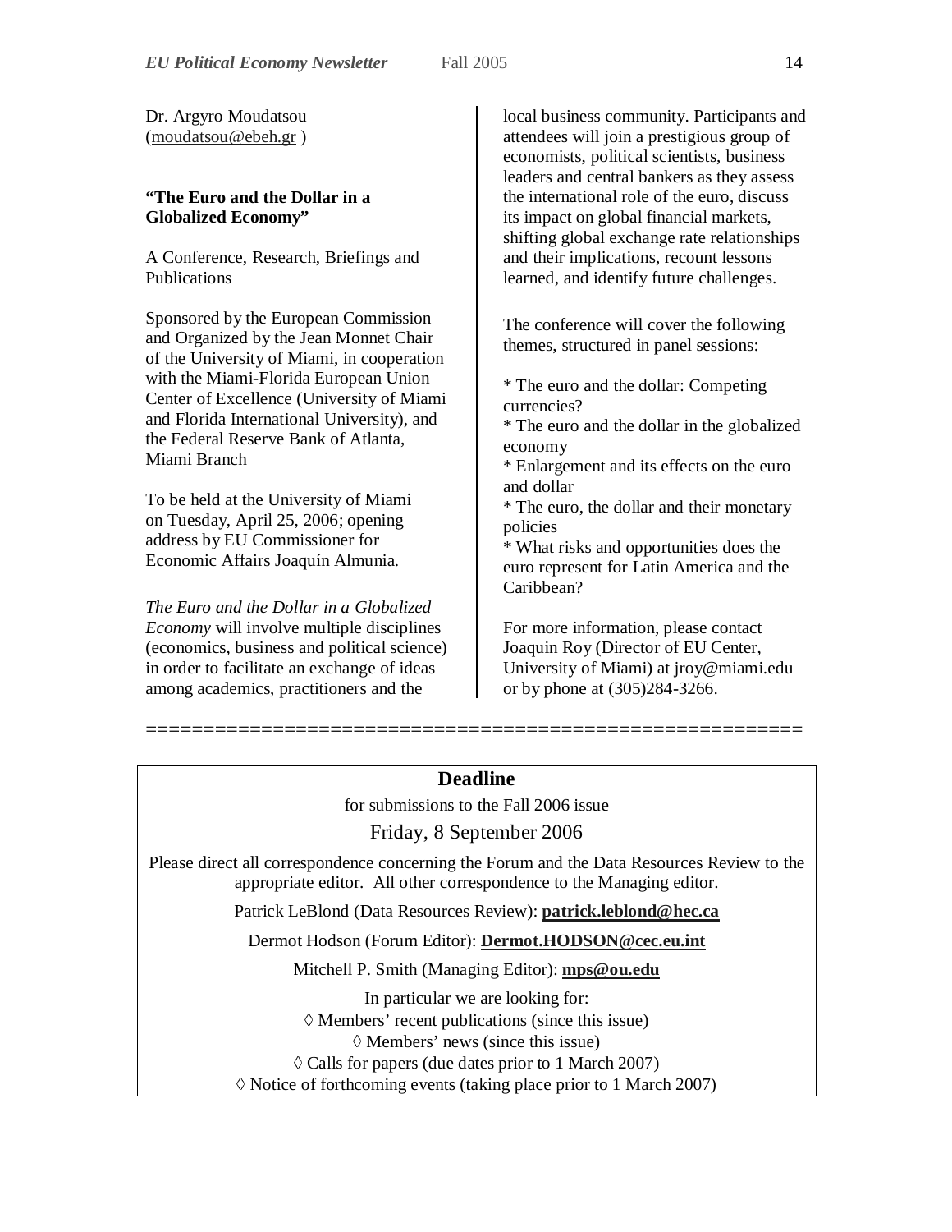Dr. Argyro Moudatsou
(moudatsou@ebeh.gr )

**"The Euro and the Dollar in a Globalized Economy"**

A Conference, Research, Briefings and Publications

Sponsored by the European Commission and Organized by the Jean Monnet Chair of the University of Miami, in cooperation with the Miami-Florida European Union Center of Excellence (University of Miami and Florida International University), and the Federal Reserve Bank of Atlanta, Miami Branch

To be held at the University of Miami on Tuesday, April 25, 2006; opening address by EU Commissioner for Economic Affairs Joaquín Almunia.

*The Euro and the Dollar in a Globalized Economy* will involve multiple disciplines (economics, business and political science) in order to facilitate an exchange of ideas among academics, practitioners and the local business community. Participants and attendees will join a prestigious group of economists, political scientists, business leaders and central bankers as they assess the international role of the euro, discuss its impact on global financial markets, shifting global exchange rate relationships and their implications, recount lessons learned, and identify future challenges.

The conference will cover the following themes, structured in panel sessions:

* The euro and the dollar: Competing currencies?
* The euro and the dollar in the globalized economy
* Enlargement and its effects on the euro and dollar
* The euro, the dollar and their monetary policies
* What risks and opportunities does the euro represent for Latin America and the Caribbean?

For more information, please contact Joaquin Roy (Director of EU Center, University of Miami) at jroy@miami.edu or by phone at (305)284-3266.

========================================================

**Deadline**

for submissions to the Fall 2006 issue

Friday, 8 September 2006

Please direct all correspondence concerning the Forum and the Data Resources Review to the appropriate editor. All other correspondence to the Managing editor.

Patrick LeBlond (Data Resources Review): **patrick.leblond@hec.ca**

Dermot Hodson (Forum Editor): **Dermot.HODSON@cec.eu.int**

Mitchell P. Smith (Managing Editor): **mps@ou.edu**

In particular we are looking for:

◊ Members' recent publications (since this issue)
◊ Members' news (since this issue)
◊ Calls for papers (due dates prior to 1 March 2007)
◊ Notice of forthcoming events (taking place prior to 1 March 2007)